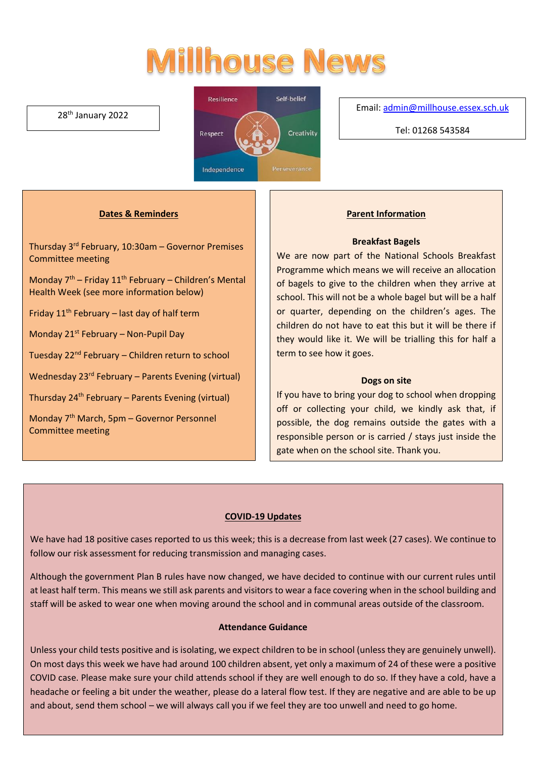# Millhouse News

28th January 2022

Resilience | Self-belief | Respect | Creativity | Independence | Perseverance

Email: admin@millhouse.essex.sch.uk

Tel: 01268 543584

## Dates & Reminders

Thursday 3rd February, 10:30am – Governor Premises Committee meeting

Monday 7th – Friday 11th February – Children's Mental Health Week (see more information below)

Friday 11th February – last day of half term

Monday 21st February – Non-Pupil Day

Tuesday 22nd February – Children return to school

Wednesday 23rd February – Parents Evening (virtual)

Thursday 24th February – Parents Evening (virtual)

Monday 7th March, 5pm – Governor Personnel Committee meeting

## Parent Information

### Breakfast Bagels

We are now part of the National Schools Breakfast Programme which means we will receive an allocation of bagels to give to the children when they arrive at school. This will not be a whole bagel but will be a half or quarter, depending on the children's ages. The children do not have to eat this but it will be there if they would like it. We will be trialling this for half a term to see how it goes.

### Dogs on site

If you have to bring your dog to school when dropping off or collecting your child, we kindly ask that, if possible, the dog remains outside the gates with a responsible person or is carried / stays just inside the gate when on the school site. Thank you.

## COVID-19 Updates

We have had 18 positive cases reported to us this week; this is a decrease from last week (27 cases). We continue to follow our risk assessment for reducing transmission and managing cases.

Although the government Plan B rules have now changed, we have decided to continue with our current rules until at least half term. This means we still ask parents and visitors to wear a face covering when in the school building and staff will be asked to wear one when moving around the school and in communal areas outside of the classroom.

### Attendance Guidance

Unless your child tests positive and is isolating, we expect children to be in school (unless they are genuinely unwell). On most days this week we have had around 100 children absent, yet only a maximum of 24 of these were a positive COVID case. Please make sure your child attends school if they are well enough to do so. If they have a cold, have a headache or feeling a bit under the weather, please do a lateral flow test. If they are negative and are able to be up and about, send them school – we will always call you if we feel they are too unwell and need to go home.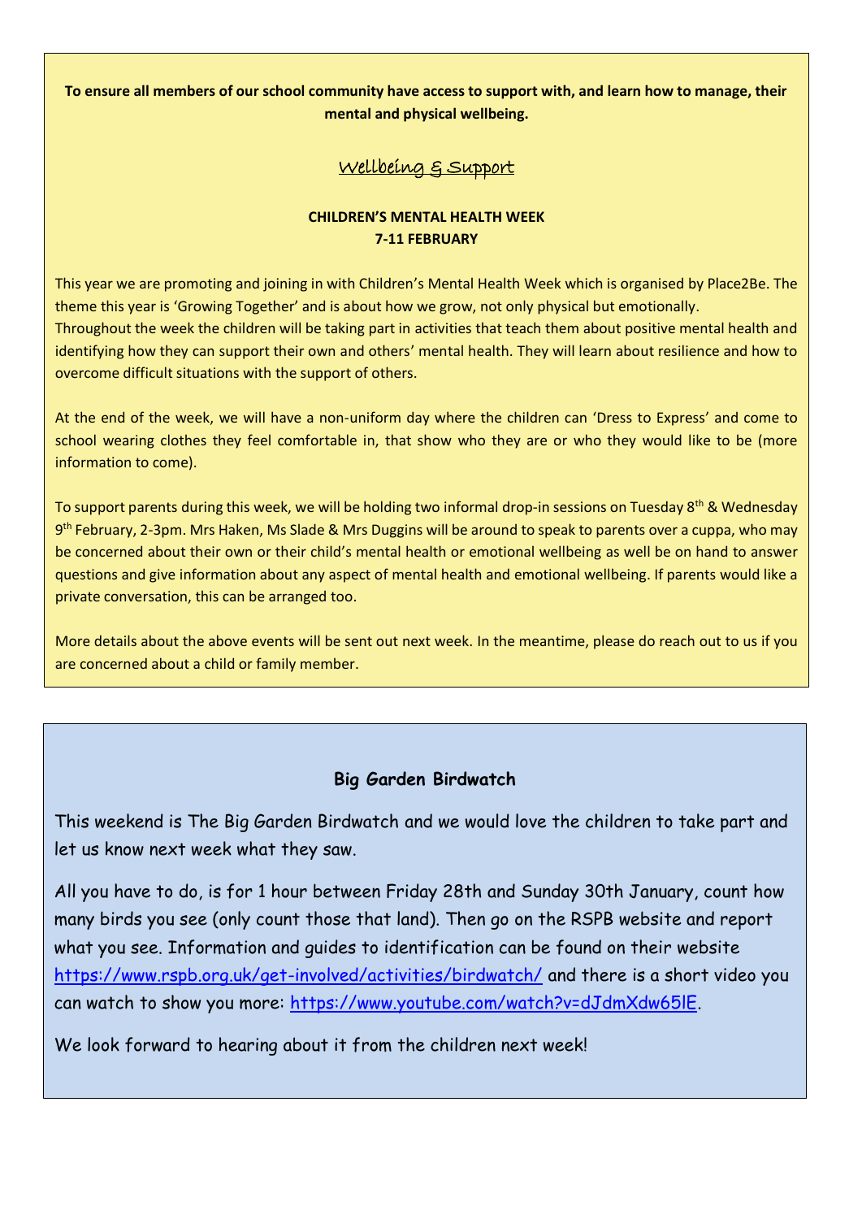**To ensure all members of our school community have access to support with, and learn how to manage, their mental and physical wellbeing.**

## Wellbeing & Support

### CHILDREN'S MENTAL HEALTH WEEK
### 7-11 FEBRUARY

This year we are promoting and joining in with Children's Mental Health Week which is organised by Place2Be. The theme this year is 'Growing Together' and is about how we grow, not only physical but emotionally.
Throughout the week the children will be taking part in activities that teach them about positive mental health and identifying how they can support their own and others' mental health. They will learn about resilience and how to overcome difficult situations with the support of others.

At the end of the week, we will have a non-uniform day where the children can 'Dress to Express' and come to school wearing clothes they feel comfortable in, that show who they are or who they would like to be (more information to come).

To support parents during this week, we will be holding two informal drop-in sessions on Tuesday 8th & Wednesday 9th February, 2-3pm. Mrs Haken, Ms Slade & Mrs Duggins will be around to speak to parents over a cuppa, who may be concerned about their own or their child's mental health or emotional wellbeing as well be on hand to answer questions and give information about any aspect of mental health and emotional wellbeing. If parents would like a private conversation, this can be arranged too.

More details about the above events will be sent out next week. In the meantime, please do reach out to us if you are concerned about a child or family member.

## Big Garden Birdwatch

This weekend is The Big Garden Birdwatch and we would love the children to take part and let us know next week what they saw.

All you have to do, is for 1 hour between Friday 28th and Sunday 30th January, count how many birds you see (only count those that land). Then go on the RSPB website and report what you see. Information and guides to identification can be found on their website https://www.rspb.org.uk/get-involved/activities/birdwatch/ and there is a short video you can watch to show you more: https://www.youtube.com/watch?v=dJdmXdw65lE.

We look forward to hearing about it from the children next week!